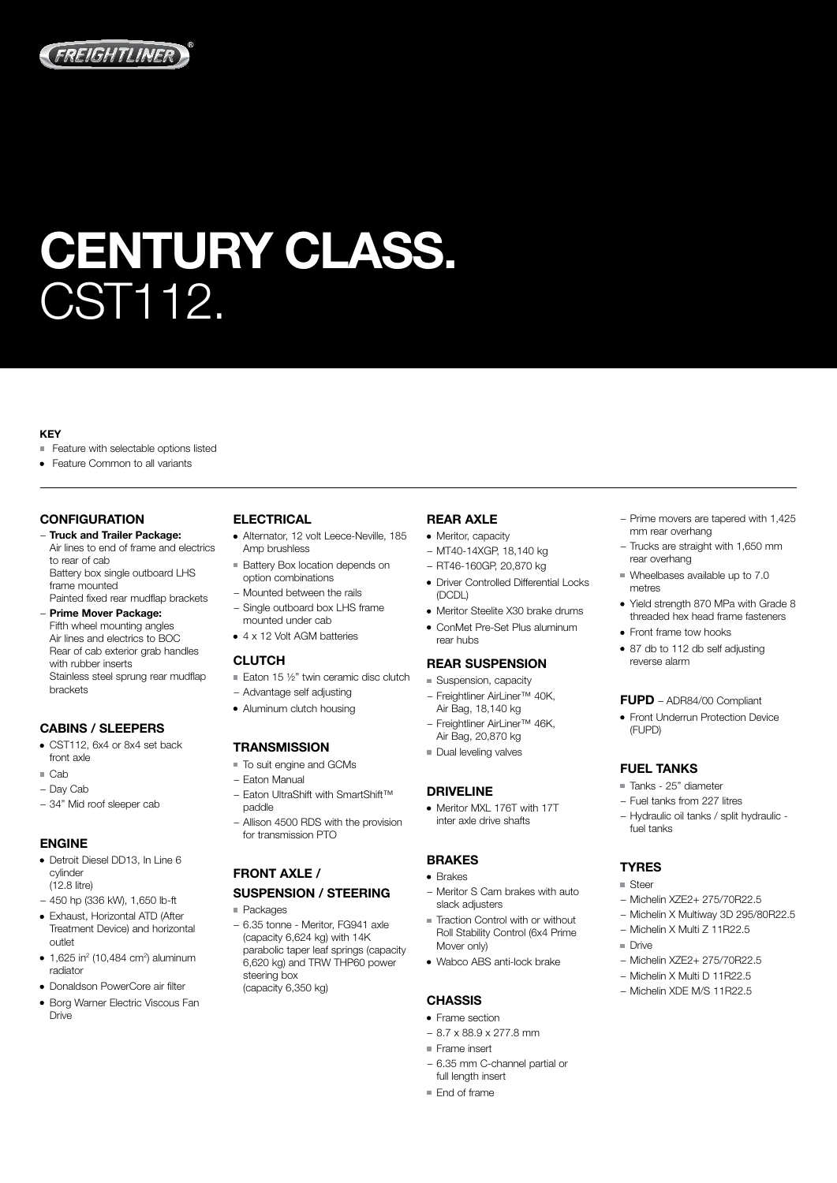# CENTURY CLASS.
CST112.

**KEY**

- ■ Feature with selectable options listed
- • Feature Common to all variants

## CONFIGURATION

- **Truck and Trailer Package:**
  Air lines to end of frame and electrics to rear of cab
  Battery box single outboard LHS frame mounted
  Painted fixed rear mudflap brackets
- **Prime Mover Package:**
  Fifth wheel mounting angles
  Air lines and electrics to BOC
  Rear of cab exterior grab handles with rubber inserts
  Stainless steel sprung rear mudflap brackets

## CABINS / SLEEPERS

- • CST112, 6x4 or 8x4 set back front axle
- ■ Cab
  - Day Cab
  - 34" Mid roof sleeper cab

## ENGINE

- • Detroit Diesel DD13, In Line 6 cylinder (12.8 litre)
  - 450 hp (336 kW), 1,650 lb-ft
- • Exhaust, Horizontal ATD (After Treatment Device) and horizontal outlet
- • 1,625 in$^2$ (10,484 cm$^2$) aluminum radiator
- • Donaldson PowerCore air filter
- • Borg Warner Electric Viscous Fan Drive

## ELECTRICAL

- • Alternator, 12 volt Leece-Neville, 185 Amp brushless
- ■ Battery Box location depends on option combinations
  - Mounted between the rails
  - Single outboard box LHS frame mounted under cab
- • 4 x 12 Volt AGM batteries

## CLUTCH

- ■ Eaton 15 ½" twin ceramic disc clutch
  - Advantage self adjusting
- • Aluminum clutch housing

## TRANSMISSION

- ■ To suit engine and GCMs
  - Eaton Manual
  - Eaton UltraShift with SmartShift™ paddle
  - Allison 4500 RDS with the provision for transmission PTO

## FRONT AXLE / SUSPENSION / STEERING

- ■ Packages
  - 6.35 tonne - Meritor, FG941 axle (capacity 6,624 kg) with 14K parabolic taper leaf springs (capacity 6,620 kg) and TRW THP60 power steering box (capacity 6,350 kg)

## REAR AXLE

- • Meritor, capacity
  - MT40-14XGP, 18,140 kg
  - RT46-160GP, 20,870 kg
- • Driver Controlled Differential Locks (DCDL)
- • Meritor Steelite X30 brake drums
- • ConMet Pre-Set Plus aluminum rear hubs

## REAR SUSPENSION

- ■ Suspension, capacity
  - Freightliner AirLiner™ 40K, Air Bag, 18,140 kg
  - Freightliner AirLiner™ 46K, Air Bag, 20,870 kg
- ■ Dual leveling valves

## DRIVELINE

- • Meritor MXL 176T with 17T inter axle drive shafts

## BRAKES

- • Brakes
  - Meritor S Cam brakes with auto slack adjusters
- ■ Traction Control with or without Roll Stability Control (6x4 Prime Mover only)
- • Wabco ABS anti-lock brake

## CHASSIS

- • Frame section
  - 8.7 x 88.9 x 277.8 mm
- ■ Frame insert
  - 6.35 mm C-channel partial or full length insert
- ■ End of frame
  - Prime movers are tapered with 1,425 mm rear overhang
  - Trucks are straight with 1,650 mm rear overhang
- ■ Wheelbases available up to 7.0 metres
- • Yield strength 870 MPa with Grade 8 threaded hex head frame fasteners
- • Front frame tow hooks
- • 87 db to 112 db self adjusting reverse alarm

## FUPD – ADR84/00 Compliant

- • Front Underrun Protection Device (FUPD)

## FUEL TANKS

- ■ Tanks - 25" diameter
  - Fuel tanks from 227 litres
  - Hydraulic oil tanks / split hydraulic - fuel tanks

## TYRES

- ■ Steer
  - Michelin XZE2+ 275/70R22.5
  - Michelin X Multiway 3D 295/80R22.5
  - Michelin X Multi Z 11R22.5
- ■ Drive
  - Michelin XZE2+ 275/70R22.5
  - Michelin X Multi D 11R22.5
  - Michelin XDE M/S 11R22.5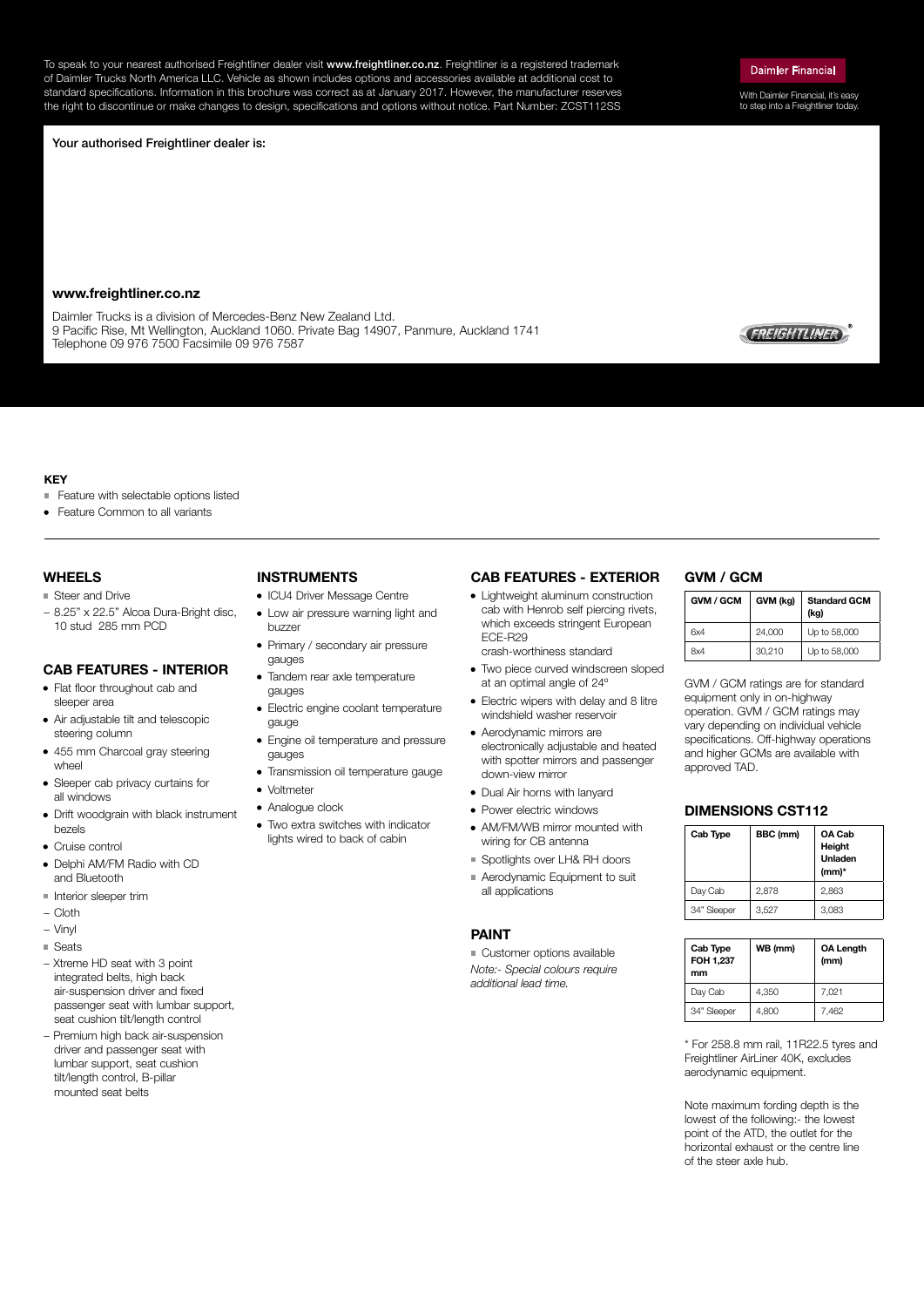To speak to your nearest authorised Freightliner dealer visit **www.freightliner.co.nz**. Freightliner is a registered trademark of Daimler Trucks North America LLC. Vehicle as shown includes options and accessories available at additional cost to standard specifications. Information in this brochure was correct as at January 2017. However, the manufacturer reserves the right to discontinue or make changes to design, specifications and options without notice. Part Number: ZCST112SS

Daimler Financial

With Daimler Financial, it's easy to step into a Freightliner today.

**Your authorised Freightliner dealer is:**

**www.freightliner.co.nz**

Daimler Trucks is a division of Mercedes-Benz New Zealand Ltd.
9 Pacific Rise, Mt Wellington, Auckland 1060. Private Bag 14907, Panmure, Auckland 1741
Telephone 09 976 7500 Facsimile 09 976 7587

FREIGHTLINER®

**KEY**

- ▪ Feature with selectable options listed
- • Feature Common to all variants

## WHEELS

- ▪ Steer and Drive
  - 8.25" x 22.5" Alcoa Dura-Bright disc, 10 stud 285 mm PCD

## CAB FEATURES - INTERIOR

- • Flat floor throughout cab and sleeper area
- • Air adjustable tilt and telescopic steering column
- • 455 mm Charcoal gray steering wheel
- • Sleeper cab privacy curtains for all windows
- • Drift woodgrain with black instrument bezels
- • Cruise control
- • Delphi AM/FM Radio with CD and Bluetooth
- ▪ Interior sleeper trim
  - Cloth
  - Vinyl
- ▪ Seats
  - Xtreme HD seat with 3 point integrated belts, high back air-suspension driver and fixed passenger seat with lumbar support, seat cushion tilt/length control
  - Premium high back air-suspension driver and passenger seat with lumbar support, seat cushion tilt/length control, B-pillar mounted seat belts

## INSTRUMENTS

- • ICU4 Driver Message Centre
- • Low air pressure warning light and buzzer
- • Primary / secondary air pressure gauges
- • Tandem rear axle temperature gauges
- • Electric engine coolant temperature gauge
- • Engine oil temperature and pressure gauges
- • Transmission oil temperature gauge
- • Voltmeter
- • Analogue clock
- • Two extra switches with indicator lights wired to back of cabin

## CAB FEATURES - EXTERIOR

- • Lightweight aluminum construction cab with Henrob self piercing rivets, which exceeds stringent European ECE-R29 crash-worthiness standard
- • Two piece curved windscreen sloped at an optimal angle of 24º
- • Electric wipers with delay and 8 litre windshield washer reservoir
- • Aerodynamic mirrors are electronically adjustable and heated with spotter mirrors and passenger down-view mirror
- • Dual Air horns with lanyard
- • Power electric windows
- • AM/FM/WB mirror mounted with wiring for CB antenna
- ▪ Spotlights over LH& RH doors
- ▪ Aerodynamic Equipment to suit all applications

## PAINT

- ▪ Customer options available

*Note:- Special colours require additional lead time.*

## GVM / GCM

| GVM / GCM | GVM (kg) | Standard GCM (kg) |
|---|---|---|
| 6x4 | 24,000 | Up to 58,000 |
| 8x4 | 30,210 | Up to 58,000 |

GVM / GCM ratings are for standard equipment only in on-highway operation. GVM / GCM ratings may vary depending on individual vehicle specifications. Off-highway operations and higher GCMs are available with approved TAD.

## DIMENSIONS CST112

| Cab Type | BBC (mm) | OA Cab Height Unladen (mm)* |
|---|---|---|
| Day Cab | 2,878 | 2,863 |
| 34" Sleeper | 3,527 | 3,083 |

| Cab Type FOH 1,237 mm | WB (mm) | OA Length (mm) |
|---|---|---|
| Day Cab | 4,350 | 7,021 |
| 34" Sleeper | 4,800 | 7,462 |

\* For 258.8 mm rail, 11R22.5 tyres and Freightliner AirLiner 40K, excludes aerodynamic equipment.

Note maximum fording depth is the lowest of the following:- the lowest point of the ATD, the outlet for the horizontal exhaust or the centre line of the steer axle hub.